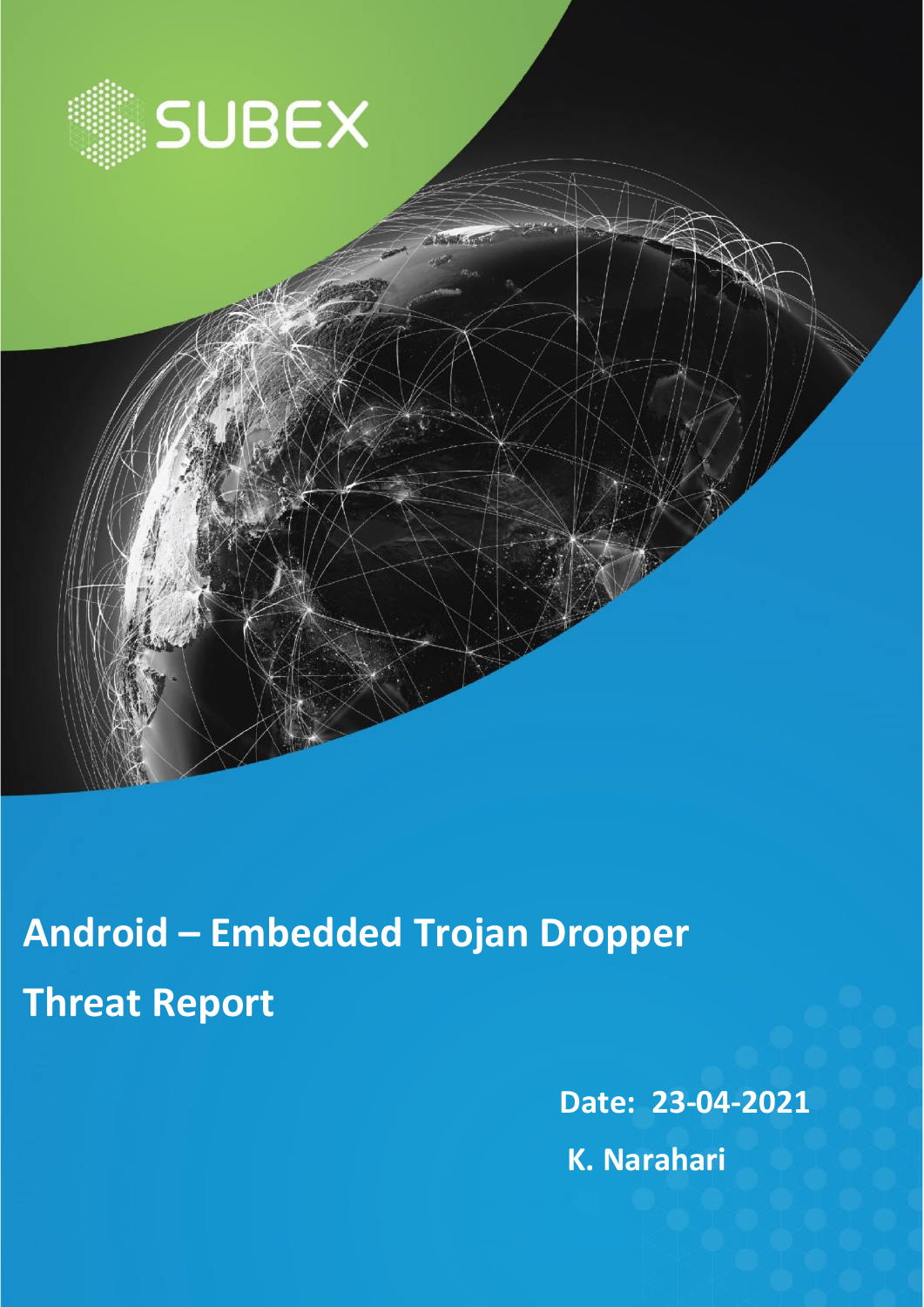SUBEX

# Android – Embedded Trojan Dropper

# Threat Report

**Date: 23-04-2021**

**K. Narahari**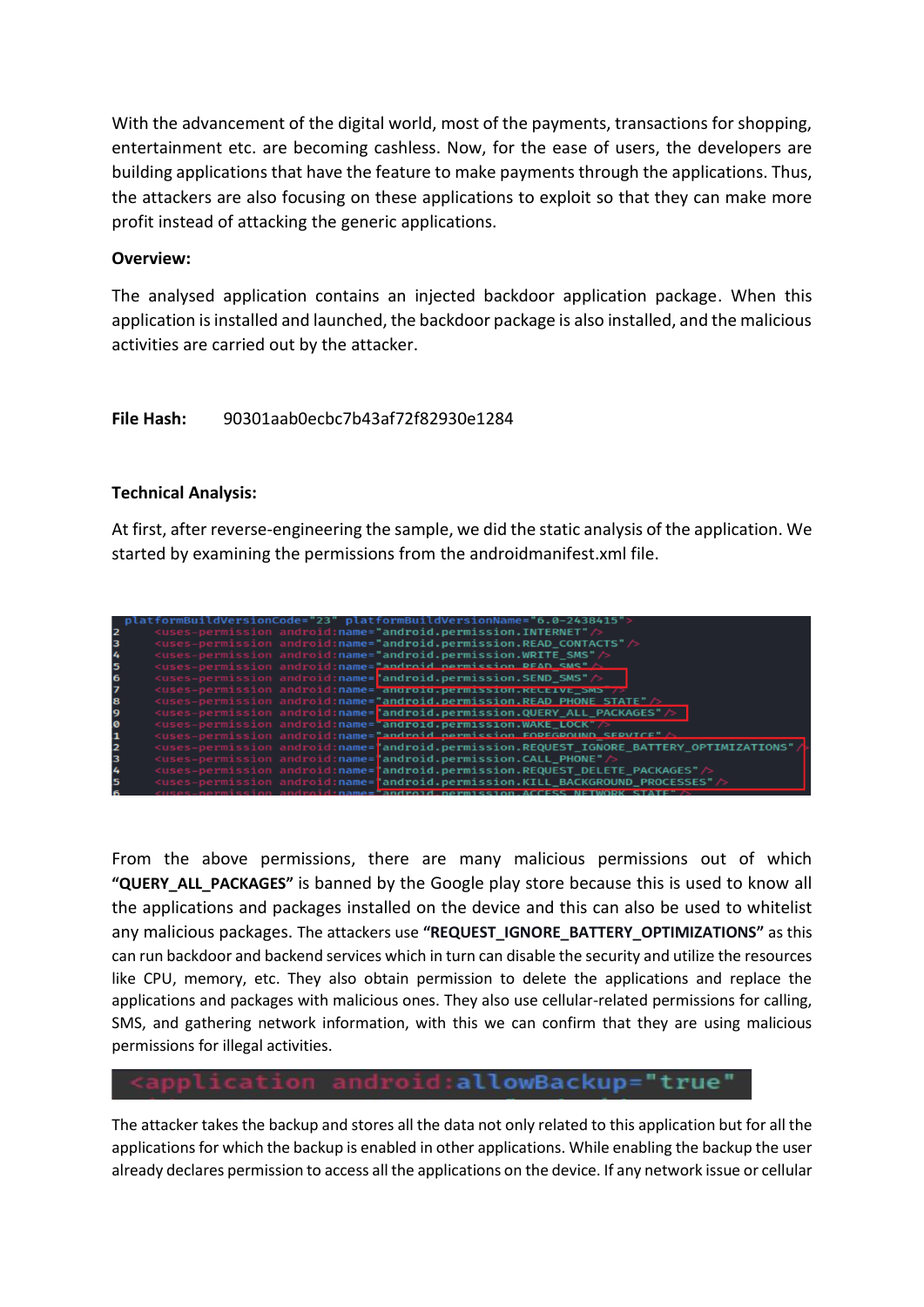With the advancement of the digital world, most of the payments, transactions for shopping, entertainment etc. are becoming cashless. Now, for the ease of users, the developers are building applications that have the feature to make payments through the applications. Thus, the attackers are also focusing on these applications to exploit so that they can make more profit instead of attacking the generic applications.

**Overview:**

The analysed application contains an injected backdoor application package. When this application is installed and launched, the backdoor package is also installed, and the malicious activities are carried out by the attacker.

**File Hash:** 90301aab0ecbc7b43af72f82930e1284

**Technical Analysis:**

At first, after reverse-engineering the sample, we did the static analysis of the application. We started by examining the permissions from the androidmanifest.xml file.

```
platformBuildVersionCode="23" platformBuildVersionName="6.0-2438415">
    <uses-permission android:name="android.permission.INTERNET" />
    <uses-permission android:name="android.permission.READ_CONTACTS" />
    <uses-permission android:name="android.permission.WRITE_SMS" />
    <uses-permission android:name="android.permission.READ_SMS" />
    <uses-permission android:name="android.permission.SEND_SMS" />
    <uses-permission android:name="android.permission.RECEIVE_SMS" />
    <uses-permission android:name="android.permission.READ_PHONE_STATE" />
    <uses-permission android:name="android.permission.QUERY_ALL_PACKAGES" />
    <uses-permission android:name="android.permission.WAKE_LOCK" />
    <uses-permission android:name="android.permission.FOREGROUND_SERVICE" />
    <uses-permission android:name="android.permission.REQUEST_IGNORE_BATTERY_OPTIMIZATIONS" />
    <uses-permission android:name="android.permission.CALL_PHONE" />
    <uses-permission android:name="android.permission.REQUEST_DELETE_PACKAGES" />
    <uses-permission android:name="android.permission.KILL_BACKGROUND_PROCESSES" />
    <uses-permission android:name="android.permission.ACCESS_NETWORK_STATE" />
```

From the above permissions, there are many malicious permissions out of which **"QUERY_ALL_PACKAGES"** is banned by the Google play store because this is used to know all the applications and packages installed on the device and this can also be used to whitelist any malicious packages. The attackers use **"REQUEST_IGNORE_BATTERY_OPTIMIZATIONS"** as this can run backdoor and backend services which in turn can disable the security and utilize the resources like CPU, memory, etc. They also obtain permission to delete the applications and replace the applications and packages with malicious ones. They also use cellular-related permissions for calling, SMS, and gathering network information, with this we can confirm that they are using malicious permissions for illegal activities.

```
<application android:allowBackup="true"
```

The attacker takes the backup and stores all the data not only related to this application but for all the applications for which the backup is enabled in other applications. While enabling the backup the user already declares permission to access all the applications on the device. If any network issue or cellular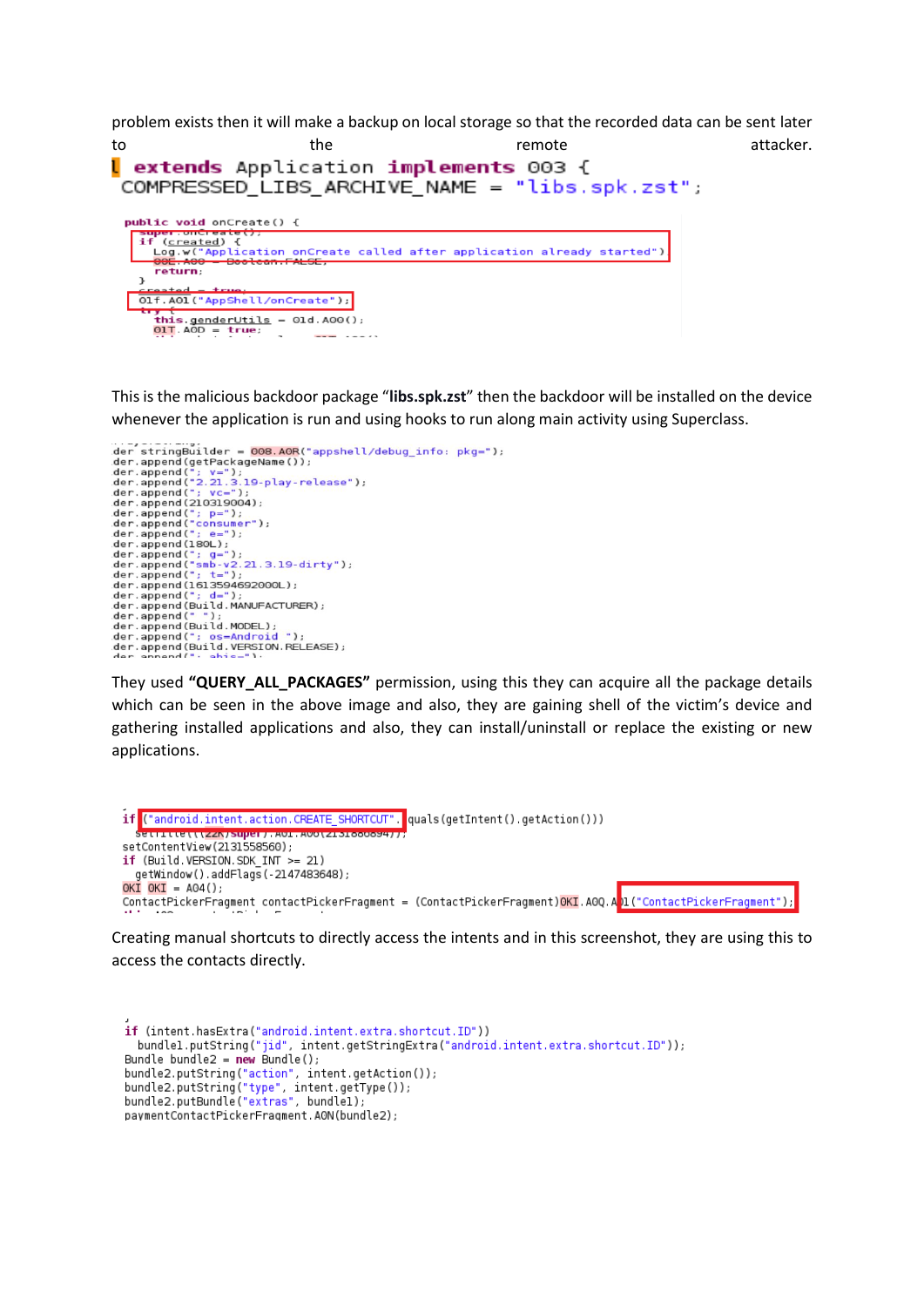problem exists then it will make a backup on local storage so that the recorded data can be sent later to the remote attacker.

```
l extends Application implements 003 {
 COMPRESSED_LIBS_ARCHIVE_NAME = "libs.spk.zst";

public void onCreate() {
    super.onCreate();
    if (created) {
        Log.w("Application onCreate called after application already started")
        00E.A00 = Boolean.FALSE;
        return;
    }
    created = true;
    01f.A01("AppShell/onCreate");
    try {
        this.genderUtils = 01d.A00();
        01T.A0D = true;
```

This is the malicious backdoor package "**libs.spk.zst**" then the backdoor will be installed on the device whenever the application is run and using hooks to run along main activity using Superclass.

```
der stringBuilder = 008.A0R("appshell/debug_info: pkg=");
der.append(getPackageName());
der.append("; v=");
der.append("2.21.3.19-play-release");
der.append("; vc=");
der.append(210319004);
der.append("; p=");
der.append("consumer");
der.append("; e=");
der.append(180L);
der.append("; g=");
der.append("smb-v2.21.3.19-dirty");
der.append("; t=");
der.append(1613594692000L);
der.append("; d=");
der.append(Build.MANUFACTURER);
der.append(" ");
der.append(Build.MODEL);
der.append("; os=Android ");
der.append(Build.VERSION.RELEASE);
```

They used **"QUERY_ALL_PACKAGES"** permission, using this they can acquire all the package details which can be seen in the above image and also, they are gaining shell of the victim's device and gathering installed applications and also, they can install/uninstall or replace the existing or new applications.

```
if ("android.intent.action.CREATE_SHORTCUT".equals(getIntent().getAction()))
    setTitle(((22K)super).A01.A00(2131888894));
setContentView(2131558560);
if (Build.VERSION.SDK_INT >= 21)
    getWindow().addFlags(-2147483648);
OKI OKI = A04();
ContactPickerFragment contactPickerFragment = (ContactPickerFragment)OKI.A0Q.A01("ContactPickerFragment");
```

Creating manual shortcuts to directly access the intents and in this screenshot, they are using this to access the contacts directly.

```
if (intent.hasExtra("android.intent.extra.shortcut.ID"))
    bundle1.putString("jid", intent.getStringExtra("android.intent.extra.shortcut.ID"));
Bundle bundle2 = new Bundle();
bundle2.putString("action", intent.getAction());
bundle2.putString("type", intent.getType());
bundle2.putBundle("extras", bundle1);
paymentContactPickerFragment.A0N(bundle2);
```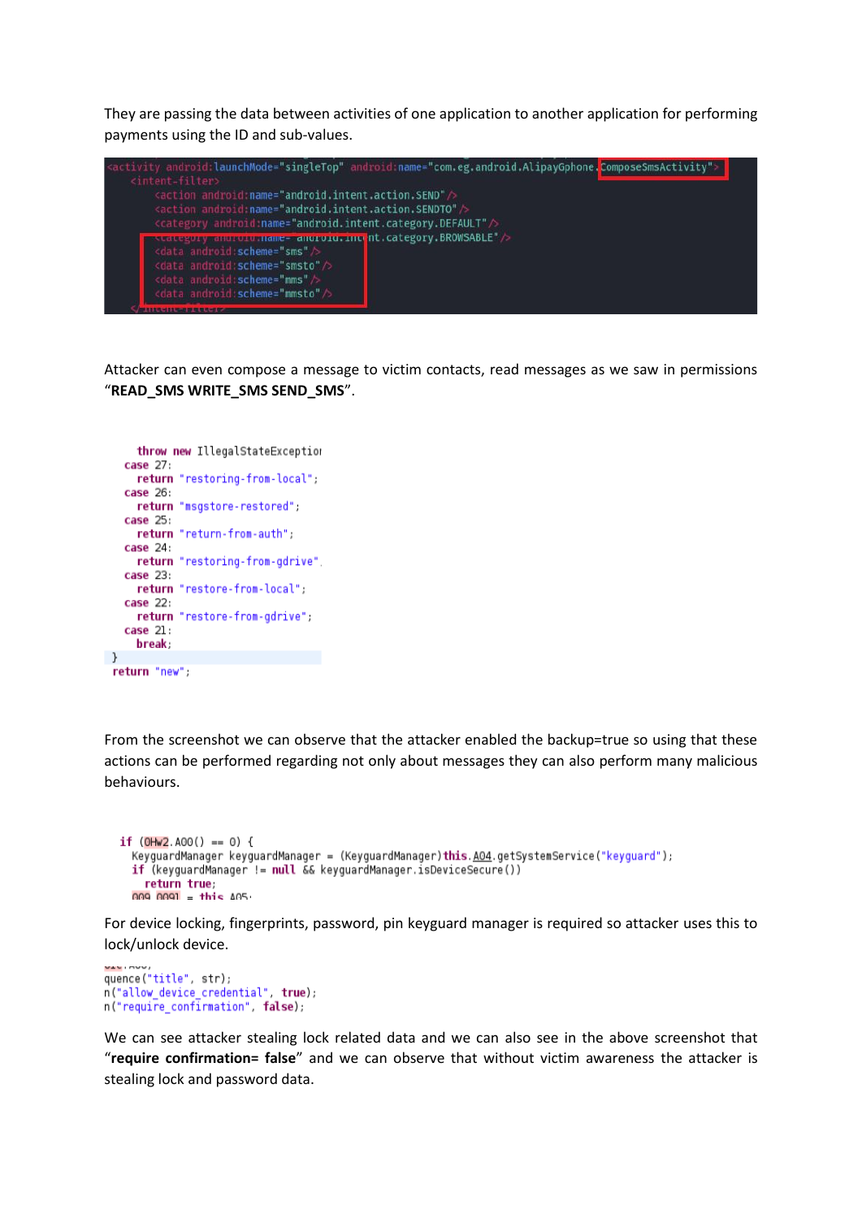They are passing the data between activities of one application to another application for performing payments using the ID and sub-values.

```
<activity android:launchMode="singleTop" android:name="com.eg.android.AlipayGphone.ComposeSmsActivity">
    <intent-filter>
        <action android:name="android.intent.action.SEND"/>
        <action android:name="android.intent.action.SENDTO"/>
        <category android:name="android.intent.category.DEFAULT"/>
        <category android:name="android.intent.category.BROWSABLE"/>
        <data android:scheme="sms"/>
        <data android:scheme="smsto"/>
        <data android:scheme="mms"/>
        <data android:scheme="mmsto"/>
    </intent-filter>
```

Attacker can even compose a message to victim contacts, read messages as we saw in permissions "**READ_SMS WRITE_SMS SEND_SMS**".

```
        throw new IllegalStateExceptio
    case 27:
        return "restoring-from-local";
    case 26:
        return "msgstore-restored";
    case 25:
        return "return-from-auth";
    case 24:
        return "restoring-from-gdrive".
    case 23:
        return "restore-from-local";
    case 22:
        return "restore-from-gdrive";
    case 21:
        break;
 }
 return "new";
```

From the screenshot we can observe that the attacker enabled the backup=true so using that these actions can be performed regarding not only about messages they can also perform many malicious behaviours.

```
if (OHw2.A00() == 0) {
  KeyguardManager keyguardManager = (KeyguardManager)this.A04.getSystemService("keyguard");
  if (keyguardManager != null && keyguardManager.isDeviceSecure())
    return true;
  009 0091 = this.A05;
```

For device locking, fingerprints, password, pin keyguard manager is required so attacker uses this to lock/unlock device.

```
quence("title", str);
n("allow_device_credential", true);
n("require_confirmation", false);
```

We can see attacker stealing lock related data and we can also see in the above screenshot that "**require confirmation= false**" and we can observe that without victim awareness the attacker is stealing lock and password data.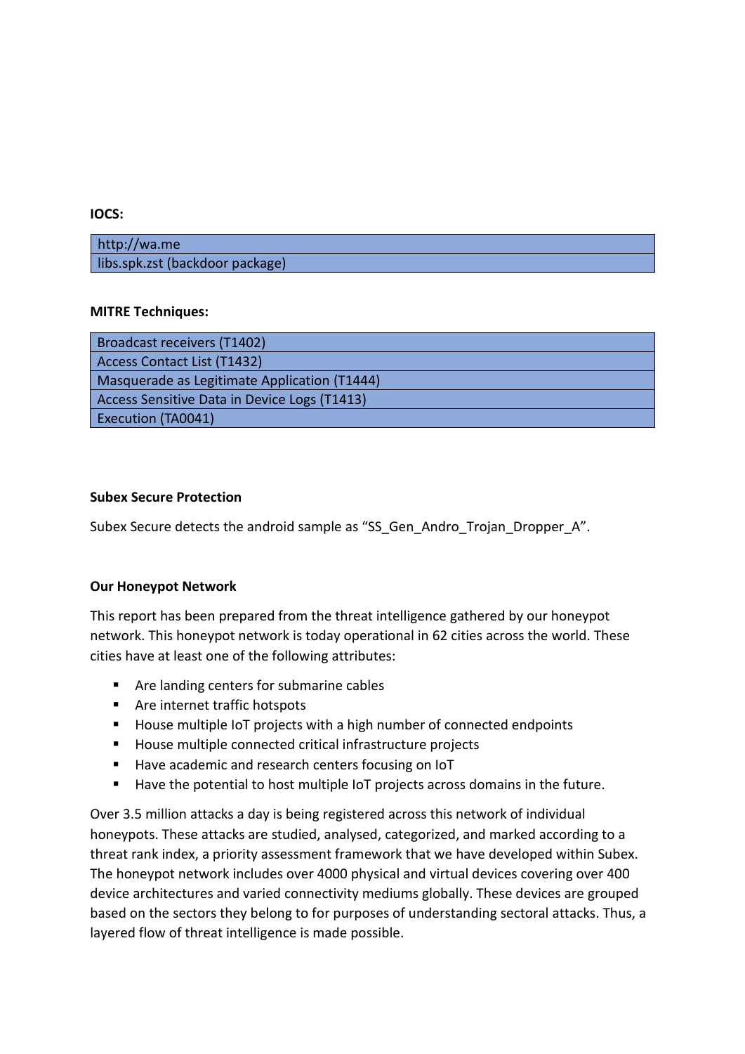**IOCS:**

| |
|---|
| http://wa.me |
| libs.spk.zst (backdoor package) |

**MITRE Techniques:**

| |
|---|
| Broadcast receivers (T1402) |
| Access Contact List (T1432) |
| Masquerade as Legitimate Application (T1444) |
| Access Sensitive Data in Device Logs (T1413) |
| Execution (TA0041) |

**Subex Secure Protection**

Subex Secure detects the android sample as “SS_Gen_Andro_Trojan_Dropper_A”.

**Our Honeypot Network**

This report has been prepared from the threat intelligence gathered by our honeypot network. This honeypot network is today operational in 62 cities across the world. These cities have at least one of the following attributes:

- Are landing centers for submarine cables
- Are internet traffic hotspots
- House multiple IoT projects with a high number of connected endpoints
- House multiple connected critical infrastructure projects
- Have academic and research centers focusing on IoT
- Have the potential to host multiple IoT projects across domains in the future.

Over 3.5 million attacks a day is being registered across this network of individual honeypots. These attacks are studied, analysed, categorized, and marked according to a threat rank index, a priority assessment framework that we have developed within Subex. The honeypot network includes over 4000 physical and virtual devices covering over 400 device architectures and varied connectivity mediums globally. These devices are grouped based on the sectors they belong to for purposes of understanding sectoral attacks. Thus, a layered flow of threat intelligence is made possible.